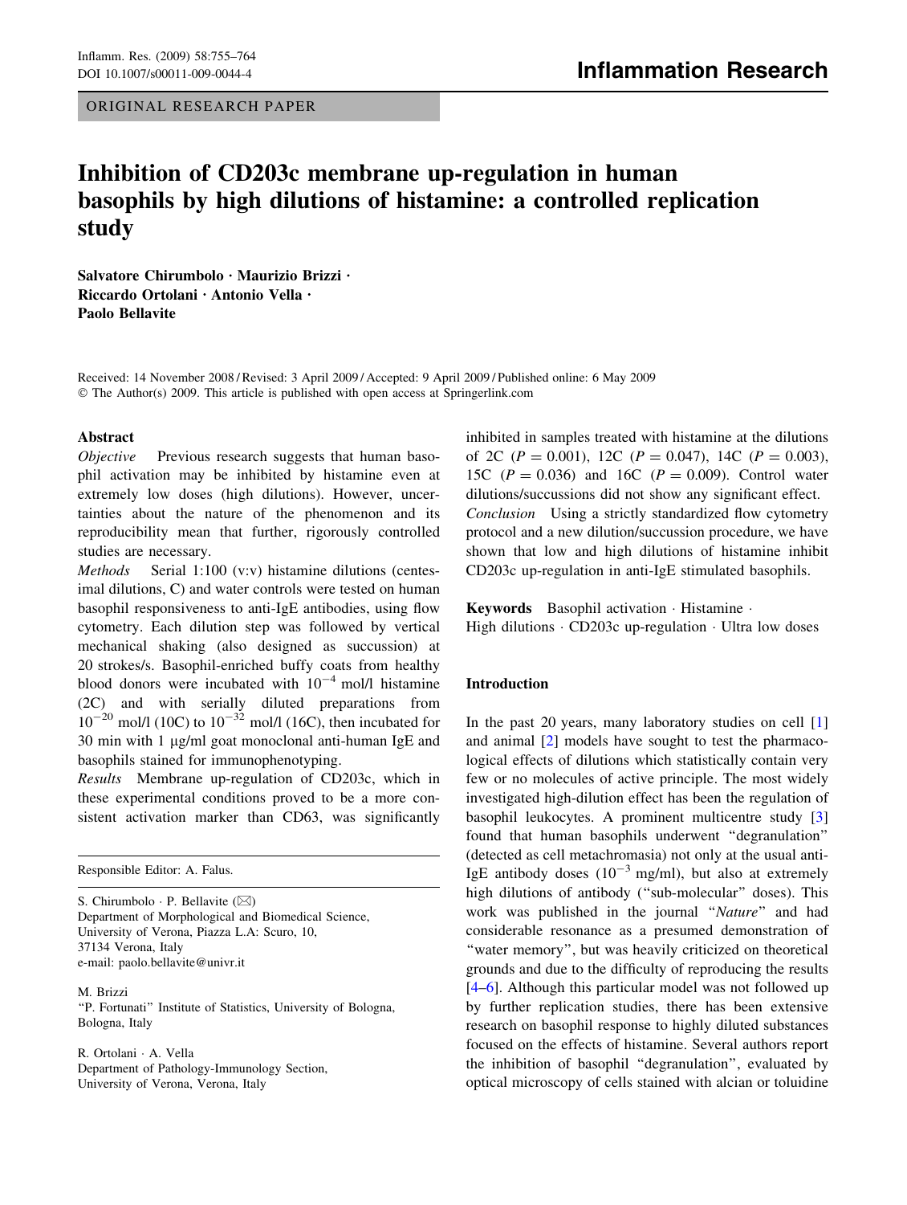ORIGINAL RESEARCH PAPER

# Inhibition of CD203c membrane up-regulation in human basophils by high dilutions of histamine: a controlled replication study

**Salvatore Chirumbolo · Maurizio Brizzi · Riccardo Ortolani · Antonio Vella · Paolo Bellavite**

Received: 14 November 2008 / Revised: 3 April 2009 / Accepted: 9 April 2009 / Published online: 6 May 2009
© The Author(s) 2009. This article is published with open access at Springerlink.com

## Abstract

*Objective* Previous research suggests that human basophil activation may be inhibited by histamine even at extremely low doses (high dilutions). However, uncertainties about the nature of the phenomenon and its reproducibility mean that further, rigorously controlled studies are necessary.

*Methods* Serial 1:100 (v:v) histamine dilutions (centesimal dilutions, C) and water controls were tested on human basophil responsiveness to anti-IgE antibodies, using flow cytometry. Each dilution step was followed by vertical mechanical shaking (also designed as succussion) at 20 strokes/s. Basophil-enriched buffy coats from healthy blood donors were incubated with $10^{-4}$ mol/l histamine (2C) and with serially diluted preparations from $10^{-20}$ mol/l (10C) to $10^{-32}$ mol/l (16C), then incubated for 30 min with 1 μg/ml goat monoclonal anti-human IgE and basophils stained for immunophenotyping.

*Results* Membrane up-regulation of CD203c, which in these experimental conditions proved to be a more consistent activation marker than CD63, was significantly inhibited in samples treated with histamine at the dilutions of 2C ($P = 0.001$), 12C ($P = 0.047$), 14C ($P = 0.003$), 15C ($P = 0.036$) and 16C ($P = 0.009$). Control water dilutions/succussions did not show any significant effect.

*Conclusion* Using a strictly standardized flow cytometry protocol and a new dilution/succussion procedure, we have shown that low and high dilutions of histamine inhibit CD203c up-regulation in anti-IgE stimulated basophils.

**Keywords** Basophil activation · Histamine · High dilutions · CD203c up-regulation · Ultra low doses

Responsible Editor: A. Falus.

S. Chirumbolo · P. Bellavite (✉)
Department of Morphological and Biomedical Science, University of Verona, Piazza L.A: Scuro, 10, 37134 Verona, Italy
e-mail: paolo.bellavite@univr.it

M. Brizzi
"P. Fortunati" Institute of Statistics, University of Bologna, Bologna, Italy

R. Ortolani · A. Vella
Department of Pathology-Immunology Section, University of Verona, Verona, Italy

## Introduction

In the past 20 years, many laboratory studies on cell [1] and animal [2] models have sought to test the pharmacological effects of dilutions which statistically contain very few or no molecules of active principle. The most widely investigated high-dilution effect has been the regulation of basophil leukocytes. A prominent multicentre study [3] found that human basophils underwent "degranulation" (detected as cell metachromasia) not only at the usual anti-IgE antibody doses ($10^{-3}$ mg/ml), but also at extremely high dilutions of antibody ("sub-molecular" doses). This work was published in the journal "*Nature*" and had considerable resonance as a presumed demonstration of "water memory", but was heavily criticized on theoretical grounds and due to the difficulty of reproducing the results [4–6]. Although this particular model was not followed up by further replication studies, there has been extensive research on basophil response to highly diluted substances focused on the effects of histamine. Several authors report the inhibition of basophil "degranulation", evaluated by optical microscopy of cells stained with alcian or toluidine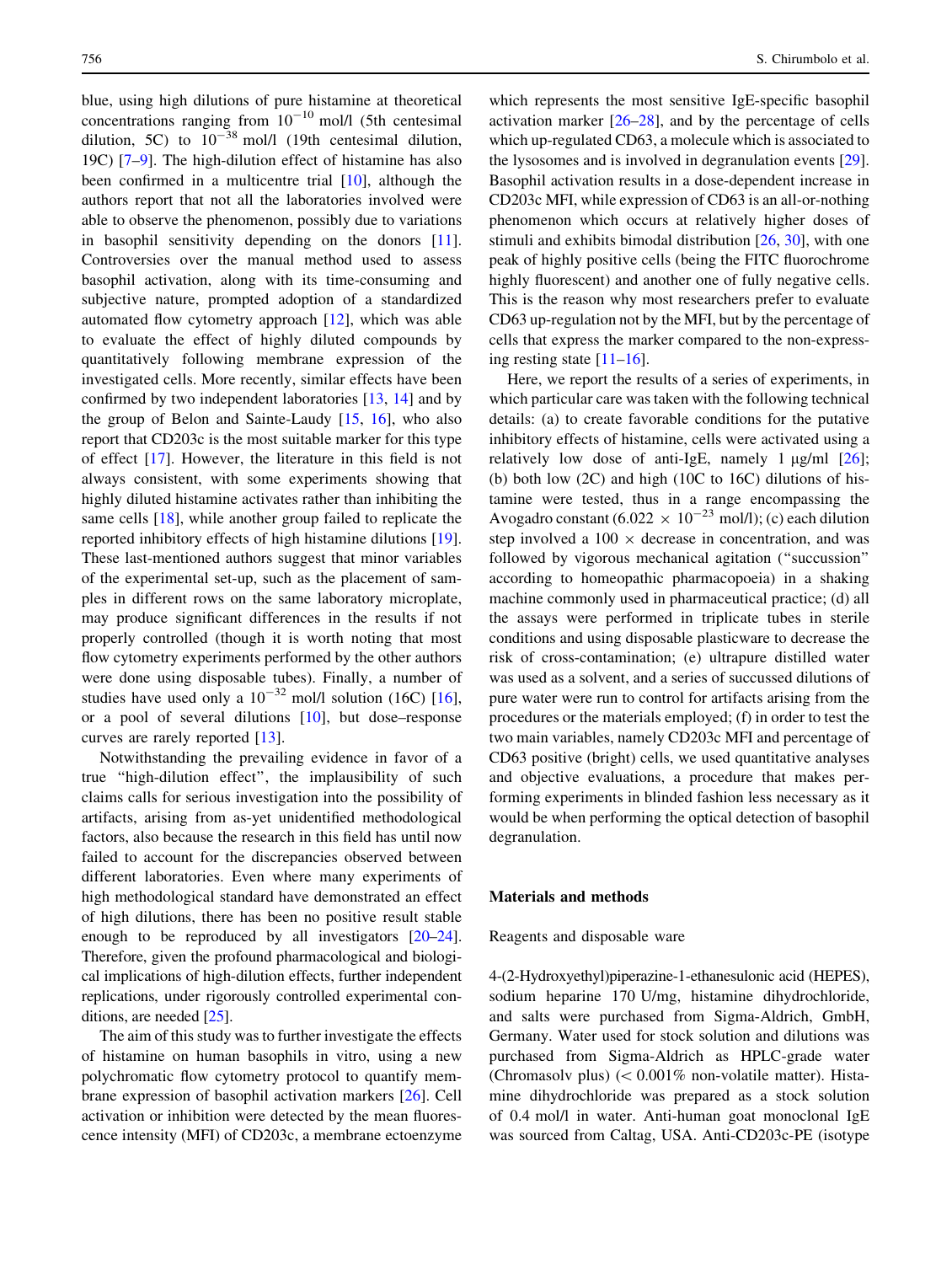blue, using high dilutions of pure histamine at theoretical concentrations ranging from $10^{-10}$ mol/l (5th centesimal dilution, 5C) to $10^{-38}$ mol/l (19th centesimal dilution, 19C) [7–9]. The high-dilution effect of histamine has also been confirmed in a multicentre trial [10], although the authors report that not all the laboratories involved were able to observe the phenomenon, possibly due to variations in basophil sensitivity depending on the donors [11]. Controversies over the manual method used to assess basophil activation, along with its time-consuming and subjective nature, prompted adoption of a standardized automated flow cytometry approach [12], which was able to evaluate the effect of highly diluted compounds by quantitatively following membrane expression of the investigated cells. More recently, similar effects have been confirmed by two independent laboratories [13, 14] and by the group of Belon and Sainte-Laudy [15, 16], who also report that CD203c is the most suitable marker for this type of effect [17]. However, the literature in this field is not always consistent, with some experiments showing that highly diluted histamine activates rather than inhibiting the same cells [18], while another group failed to replicate the reported inhibitory effects of high histamine dilutions [19]. These last-mentioned authors suggest that minor variables of the experimental set-up, such as the placement of samples in different rows on the same laboratory microplate, may produce significant differences in the results if not properly controlled (though it is worth noting that most flow cytometry experiments performed by the other authors were done using disposable tubes). Finally, a number of studies have used only a $10^{-32}$ mol/l solution (16C) [16], or a pool of several dilutions [10], but dose–response curves are rarely reported [13].

Notwithstanding the prevailing evidence in favor of a true "high-dilution effect", the implausibility of such claims calls for serious investigation into the possibility of artifacts, arising from as-yet unidentified methodological factors, also because the research in this field has until now failed to account for the discrepancies observed between different laboratories. Even where many experiments of high methodological standard have demonstrated an effect of high dilutions, there has been no positive result stable enough to be reproduced by all investigators [20–24]. Therefore, given the profound pharmacological and biological implications of high-dilution effects, further independent replications, under rigorously controlled experimental conditions, are needed [25].

The aim of this study was to further investigate the effects of histamine on human basophils in vitro, using a new polychromatic flow cytometry protocol to quantify membrane expression of basophil activation markers [26]. Cell activation or inhibition were detected by the mean fluorescence intensity (MFI) of CD203c, a membrane ectoenzyme which represents the most sensitive IgE-specific basophil activation marker [26–28], and by the percentage of cells which up-regulated CD63, a molecule which is associated to the lysosomes and is involved in degranulation events [29]. Basophil activation results in a dose-dependent increase in CD203c MFI, while expression of CD63 is an all-or-nothing phenomenon which occurs at relatively higher doses of stimuli and exhibits bimodal distribution [26, 30], with one peak of highly positive cells (being the FITC fluorochrome highly fluorescent) and another one of fully negative cells. This is the reason why most researchers prefer to evaluate CD63 up-regulation not by the MFI, but by the percentage of cells that express the marker compared to the non-expressing resting state [11–16].

Here, we report the results of a series of experiments, in which particular care was taken with the following technical details: (a) to create favorable conditions for the putative inhibitory effects of histamine, cells were activated using a relatively low dose of anti-IgE, namely 1 μg/ml [26]; (b) both low (2C) and high (10C to 16C) dilutions of histamine were tested, thus in a range encompassing the Avogadro constant ($6.022 \times 10^{-23}$ mol/l); (c) each dilution step involved a $100 \times$ decrease in concentration, and was followed by vigorous mechanical agitation ("succussion" according to homeopathic pharmacopoeia) in a shaking machine commonly used in pharmaceutical practice; (d) all the assays were performed in triplicate tubes in sterile conditions and using disposable plasticware to decrease the risk of cross-contamination; (e) ultrapure distilled water was used as a solvent, and a series of succussed dilutions of pure water were run to control for artifacts arising from the procedures or the materials employed; (f) in order to test the two main variables, namely CD203c MFI and percentage of CD63 positive (bright) cells, we used quantitative analyses and objective evaluations, a procedure that makes performing experiments in blinded fashion less necessary as it would be when performing the optical detection of basophil degranulation.

## Materials and methods

### Reagents and disposable ware

4-(2-Hydroxyethyl)piperazine-1-ethanesulonic acid (HEPES), sodium heparine 170 U/mg, histamine dihydrochloride, and salts were purchased from Sigma-Aldrich, GmbH, Germany. Water used for stock solution and dilutions was purchased from Sigma-Aldrich as HPLC-grade water (Chromasolv plus) (< 0.001% non-volatile matter). Histamine dihydrochloride was prepared as a stock solution of 0.4 mol/l in water. Anti-human goat monoclonal IgE was sourced from Caltag, USA. Anti-CD203c-PE (isotype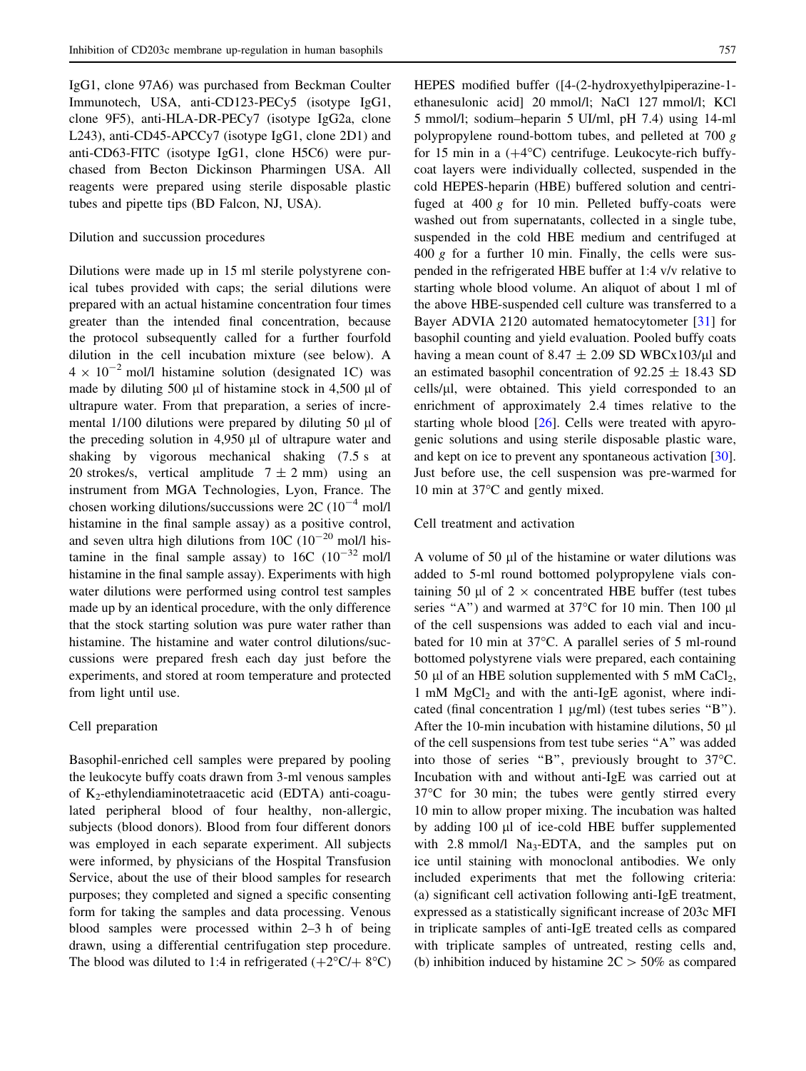IgG1, clone 97A6) was purchased from Beckman Coulter Immunotech, USA, anti-CD123-PECy5 (isotype IgG1, clone 9F5), anti-HLA-DR-PECy7 (isotype IgG2a, clone L243), anti-CD45-APCCy7 (isotype IgG1, clone 2D1) and anti-CD63-FITC (isotype IgG1, clone H5C6) were purchased from Becton Dickinson Pharmingen USA. All reagents were prepared using sterile disposable plastic tubes and pipette tips (BD Falcon, NJ, USA).

### Dilution and succussion procedures

Dilutions were made up in 15 ml sterile polystyrene conical tubes provided with caps; the serial dilutions were prepared with an actual histamine concentration four times greater than the intended final concentration, because the protocol subsequently called for a further fourfold dilution in the cell incubation mixture (see below). A $4 \times 10^{-2}$ mol/l histamine solution (designated 1C) was made by diluting 500 μl of histamine stock in 4,500 μl of ultrapure water. From that preparation, a series of incremental 1/100 dilutions were prepared by diluting 50 μl of the preceding solution in 4,950 μl of ultrapure water and shaking by vigorous mechanical shaking (7.5 s at 20 strokes/s, vertical amplitude $7 \pm 2$ mm) using an instrument from MGA Technologies, Lyon, France. The chosen working dilutions/succussions were 2C ($10^{-4}$ mol/l histamine in the final sample assay) as a positive control, and seven ultra high dilutions from 10C ($10^{-20}$ mol/l histamine in the final sample assay) to 16C ($10^{-32}$ mol/l histamine in the final sample assay). Experiments with high water dilutions were performed using control test samples made up by an identical procedure, with the only difference that the stock starting solution was pure water rather than histamine. The histamine and water control dilutions/succussions were prepared fresh each day just before the experiments, and stored at room temperature and protected from light until use.

### Cell preparation

Basophil-enriched cell samples were prepared by pooling the leukocyte buffy coats drawn from 3-ml venous samples of $K_2$-ethylendiaminotetraacetic acid (EDTA) anti-coagulated peripheral blood of four healthy, non-allergic, subjects (blood donors). Blood from four different donors was employed in each separate experiment. All subjects were informed, by physicians of the Hospital Transfusion Service, about the use of their blood samples for research purposes; they completed and signed a specific consenting form for taking the samples and data processing. Venous blood samples were processed within 2–3 h of being drawn, using a differential centrifugation step procedure. The blood was diluted to 1:4 in refrigerated (+2°C/+ 8°C) HEPES modified buffy ([4-(2-hydroxyethylpiperazine-1-ethanesulonic acid] 20 mmol/l; NaCl 127 mmol/l; KCl 5 mmol/l; sodium–heparin 5 UI/ml, pH 7.4) using 14-ml polypropylene round-bottom tubes, and pelleted at 700 *g* for 15 min in a (+4°C) centrifuge. Leukocyte-rich buffy-coat layers were individually collected, suspended in the cold HEPES-heparin (HBE) buffered solution and centrifuged at 400 *g* for 10 min. Pelleted buffy-coats were washed out from supernatants, collected in a single tube, suspended in the cold HBE medium and centrifuged at 400 *g* for a further 10 min. Finally, the cells were suspended in the refrigerated HBE buffer at 1:4 v/v relative to starting whole blood volume. An aliquot of about 1 ml of the above HBE-suspended cell culture was transferred to a Bayer ADVIA 2120 automated hematocytometer [31] for basophil counting and yield evaluation. Pooled buffy coats having a mean count of $8.47 \pm 2.09$ SD WBCx103/μl and an estimated basophil concentration of $92.25 \pm 18.43$ SD cells/μl, were obtained. This yield corresponded to an enrichment of approximately 2.4 times relative to the starting whole blood [26]. Cells were treated with apyrogenic solutions and using sterile disposable plastic ware, and kept on ice to prevent any spontaneous activation [30]. Just before use, the cell suspension was pre-warmed for 10 min at 37°C and gently mixed.

### Cell treatment and activation

A volume of 50 μl of the histamine or water dilutions was added to 5-ml round bottomed polypropylene vials containing 50 μl of 2 × concentrated HBE buffer (test tubes series "A") and warmed at 37°C for 10 min. Then 100 μl of the cell suspensions was added to each vial and incubated for 10 min at 37°C. A parallel series of 5 ml-round bottomed polystyrene vials were prepared, each containing 50 μl of an HBE solution supplemented with 5 mM $CaCl_2$, 1 mM $MgCl_2$ and with the anti-IgE agonist, where indicated (final concentration 1 μg/ml) (test tubes series "B"). After the 10-min incubation with histamine dilutions, 50 μl of the cell suspensions from test tube series "A" was added into those of series "B", previously brought to 37°C. Incubation with and without anti-IgE was carried out at 37°C for 30 min; the tubes were gently stirred every 10 min to allow proper mixing. The incubation was halted by adding 100 μl of ice-cold HBE buffer supplemented with 2.8 mmol/l $Na_3$-EDTA, and the samples put on ice until staining with monoclonal antibodies. We only included experiments that met the following criteria: (a) significant cell activation following anti-IgE treatment, expressed as a statistically significant increase of 203c MFI in triplicate samples of anti-IgE treated cells as compared with triplicate samples of untreated, resting cells and, (b) inhibition induced by histamine 2C > 50% as compared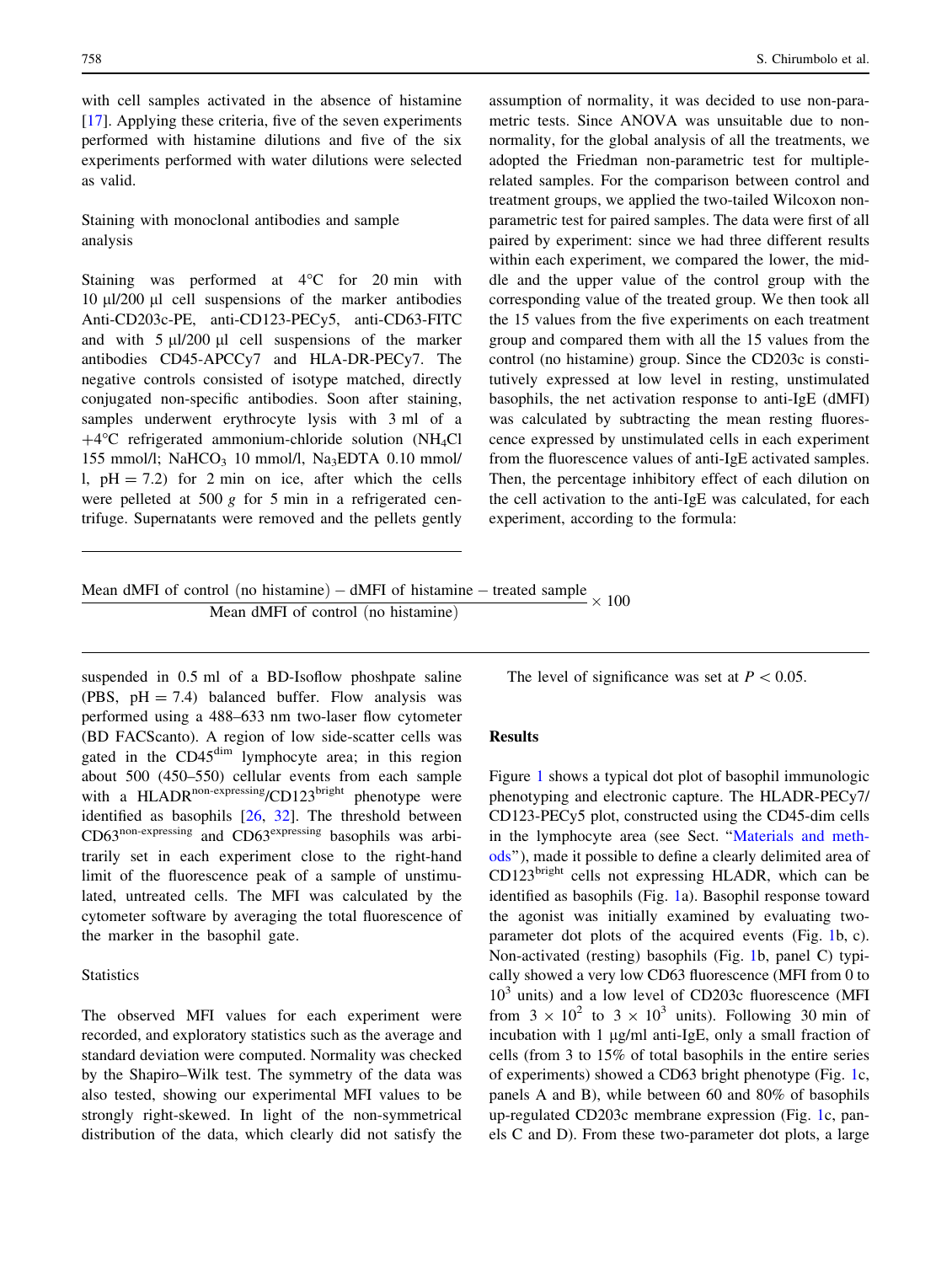with cell samples activated in the absence of histamine [17]. Applying these criteria, five of the seven experiments performed with histamine dilutions and five of the six experiments performed with water dilutions were selected as valid.

### Staining with monoclonal antibodies and sample analysis

Staining was performed at 4°C for 20 min with 10 µl/200 µl cell suspensions of the marker antibodies Anti-CD203c-PE, anti-CD123-PECy5, anti-CD63-FITC and with 5 µl/200 µl cell suspensions of the marker antibodies CD45-APCCy7 and HLA-DR-PECy7. The negative controls consisted of isotype matched, directly conjugated non-specific antibodies. Soon after staining, samples underwent erythrocyte lysis with 3 ml of a +4°C refrigerated ammonium-chloride solution ($NH_4Cl$ 155 mmol/l; $NaHCO_3$ 10 mmol/l, $Na_3EDTA$ 0.10 mmol/l, pH = 7.2) for 2 min on ice, after which the cells were pelleted at 500 *g* for 5 min in a refrigerated centrifuge. Supernatants were removed and the pellets gently suspended in 0.5 ml of a BD-Isoflow phoshpate saline (PBS, pH = 7.4) balanced buffer. Flow analysis was performed using a 488–633 nm two-laser flow cytometer (BD FACScanto). A region of low side-scatter cells was gated in the CD45$^{dim}$ lymphocyte area; in this region about 500 (450–550) cellular events from each sample with a HLADR$^{non\text{-}expressing}$/CD123$^{bright}$ phenotype were identified as basophils [26, 32]. The threshold between CD63$^{non\text{-}expressing}$ and CD63$^{expressing}$ basophils was arbitrarily set in each experiment close to the right-hand limit of the fluorescence peak of a sample of unstimulated, untreated cells. The MFI was calculated by the cytometer software by averaging the total fluorescence of the marker in the basophil gate.

### Statistics

The observed MFI values for each experiment were recorded, and exploratory statistics such as the average and standard deviation were computed. Normality was checked by the Shapiro–Wilk test. The symmetry of the data was also tested, showing our experimental MFI values to be strongly right-skewed. In light of the non-symmetrical distribution of the data, which clearly did not satisfy the assumption of normality, it was decided to use non-parametric tests. Since ANOVA was unsuitable due to non-normality, for the global analysis of all the treatments, we adopted the Friedman non-parametric test for multiple-related samples. For the comparison between control and treatment groups, we applied the two-tailed Wilcoxon non-parametric test for paired samples. The data were first of all paired by experiment: since we had three different results within each experiment, we compared the lower, the middle and the upper value of the control group with the corresponding value of the treated group. We then took all the 15 values from the five experiments on each treatment group and compared them with all the 15 values from the control (no histamine) group. Since the CD203c is constitutively expressed at low level in resting, unstimulated basophils, the net activation response to anti-IgE (dMFI) was calculated by subtracting the mean resting fluorescence expressed by unstimulated cells in each experiment from the fluorescence values of anti-IgE activated samples. Then, the percentage inhibitory effect of each dilution on the cell activation to the anti-IgE was calculated, for each experiment, according to the formula:

$$\frac{\text{Mean dMFI of control (no histamine)} - \text{dMFI of histamine} - \text{treated sample}}{\text{Mean dMFI of control (no histamine)}} \times 100$$

The level of significance was set at $P < 0.05$.

## Results

Figure 1 shows a typical dot plot of basophil immunologic phenotyping and electronic capture. The HLADR-PECy7/CD123-PECy5 plot, constructed using the CD45-dim cells in the lymphocyte area (see Sect. "Materials and methods"), made it possible to define a clearly delimited area of CD123$^{bright}$ cells not expressing HLADR, which can be identified as basophils (Fig. 1a). Basophil response toward the agonist was initially examined by evaluating two-parameter dot plots of the acquired events (Fig. 1b, c). Non-activated (resting) basophils (Fig. 1b, panel C) typically showed a very low CD63 fluorescence (MFI from 0 to $10^3$ units) and a low level of CD203c fluorescence (MFI from $3 \times 10^2$ to $3 \times 10^3$ units). Following 30 min of incubation with 1 µg/ml anti-IgE, only a small fraction of cells (from 3 to 15% of total basophils in the entire series of experiments) showed a CD63 bright phenotype (Fig. 1c, panels A and B), while between 60 and 80% of basophils up-regulated CD203c membrane expression (Fig. 1c, panels C and D). From these two-parameter dot plots, a large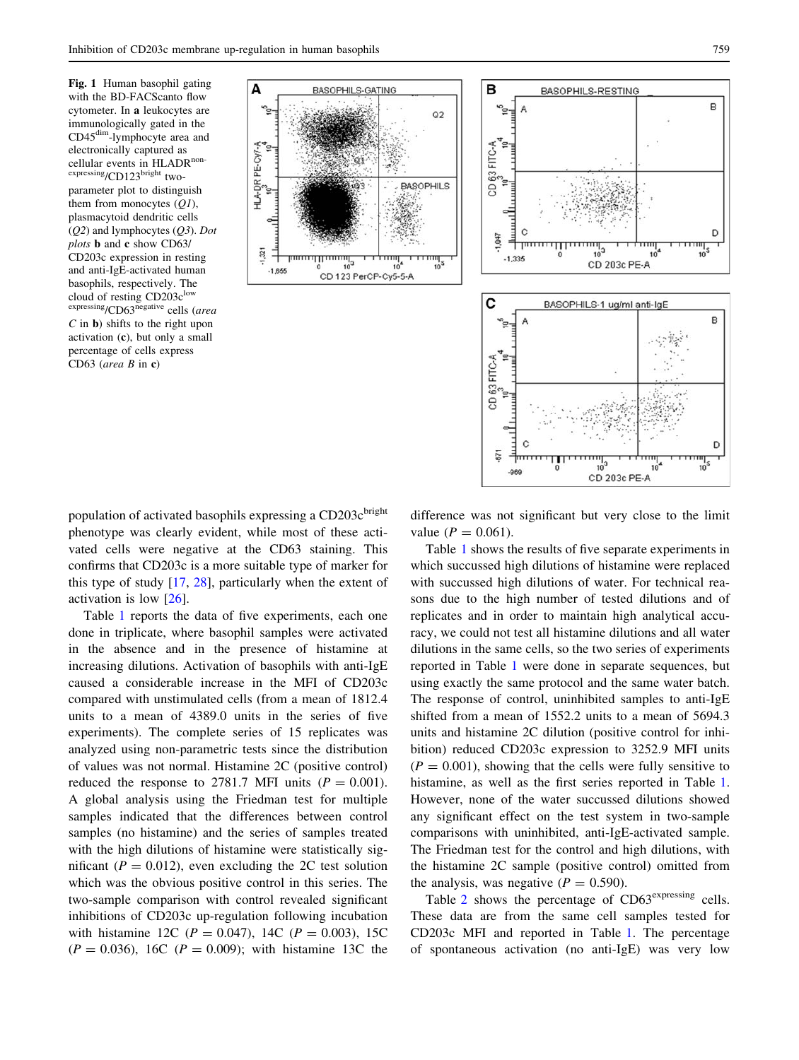**Fig. 1** Human basophil gating with the BD-FACScanto flow cytometer. In **a** leukocytes are immunologically gated in the CD45$^{dim}$-lymphocyte area and electronically captured as cellular events in HLADR$^{non-expressing}$/CD123$^{bright}$ two-parameter plot to distinguish them from monocytes (*Q1*), plasmacytoid dendritic cells (*Q2*) and lymphocytes (*Q3*). *Dot plots* **b** and **c** show CD63/CD203c expression in resting and anti-IgE-activated human basophils, respectively. The cloud of resting CD203c$^{low-expressing}$/CD63$^{negative}$ cells (*area C* in **b**) shifts to the right upon activation (**c**), but only a small percentage of cells express CD63 (*area B* in **c**)

population of activated basophils expressing a CD203c$^{bright}$ phenotype was clearly evident, while most of these activated cells were negative at the CD63 staining. This confirms that CD203c is a more suitable type of marker for this type of study [17, 28], particularly when the extent of activation is low [26].

Table 1 reports the data of five experiments, each one done in triplicate, where basophil samples were activated in the absence and in the presence of histamine at increasing dilutions. Activation of basophils with anti-IgE caused a considerable increase in the MFI of CD203c compared with unstimulated cells (from a mean of 1812.4 units to a mean of 4389.0 units in the series of five experiments). The complete series of 15 replicates was analyzed using non-parametric tests since the distribution of values was not normal. Histamine 2C (positive control) reduced the response to 2781.7 MFI units ($P = 0.001$). A global analysis using the Friedman test for multiple samples indicated that the differences between control samples (no histamine) and the series of samples treated with the high dilutions of histamine were statistically significant ($P = 0.012$), even excluding the 2C test solution which was the obvious positive control in this series. The two-sample comparison with control revealed significant inhibitions of CD203c up-regulation following incubation with histamine 12C ($P = 0.047$), 14C ($P = 0.003$), 15C ($P = 0.036$), 16C ($P = 0.009$); with histamine 13C the difference was not significant but very close to the limit value ($P = 0.061$).

Table 1 shows the results of five separate experiments in which successed high dilutions of histamine were replaced with successed high dilutions of water. For technical reasons due to the high number of tested dilutions and of replicates and in order to maintain high analytical accuracy, we could not test all histamine dilutions and all water dilutions in the same cells, so the two series of experiments reported in Table 1 were done in separate sequences, but using exactly the same protocol and the same water batch. The response of control, uninhibited samples to anti-IgE shifted from a mean of 1552.2 units to a mean of 5694.3 units and histamine 2C dilution (positive control for inhibition) reduced CD203c expression to 3252.9 MFI units ($P = 0.001$), showing that the cells were fully sensitive to histamine, as well as the first series reported in Table 1. However, none of the water successed dilutions showed any significant effect on the test system in two-sample comparisons with uninhibited, anti-IgE-activated sample. The Friedman test for the control and high dilutions, with the histamine 2C sample (positive control) omitted from the analysis, was negative ($P = 0.590$).

Table 2 shows the percentage of CD63$^{expressing}$ cells. These data are from the same cell samples tested for CD203c MFI and reported in Table 1. The percentage of spontaneous activation (no anti-IgE) was very low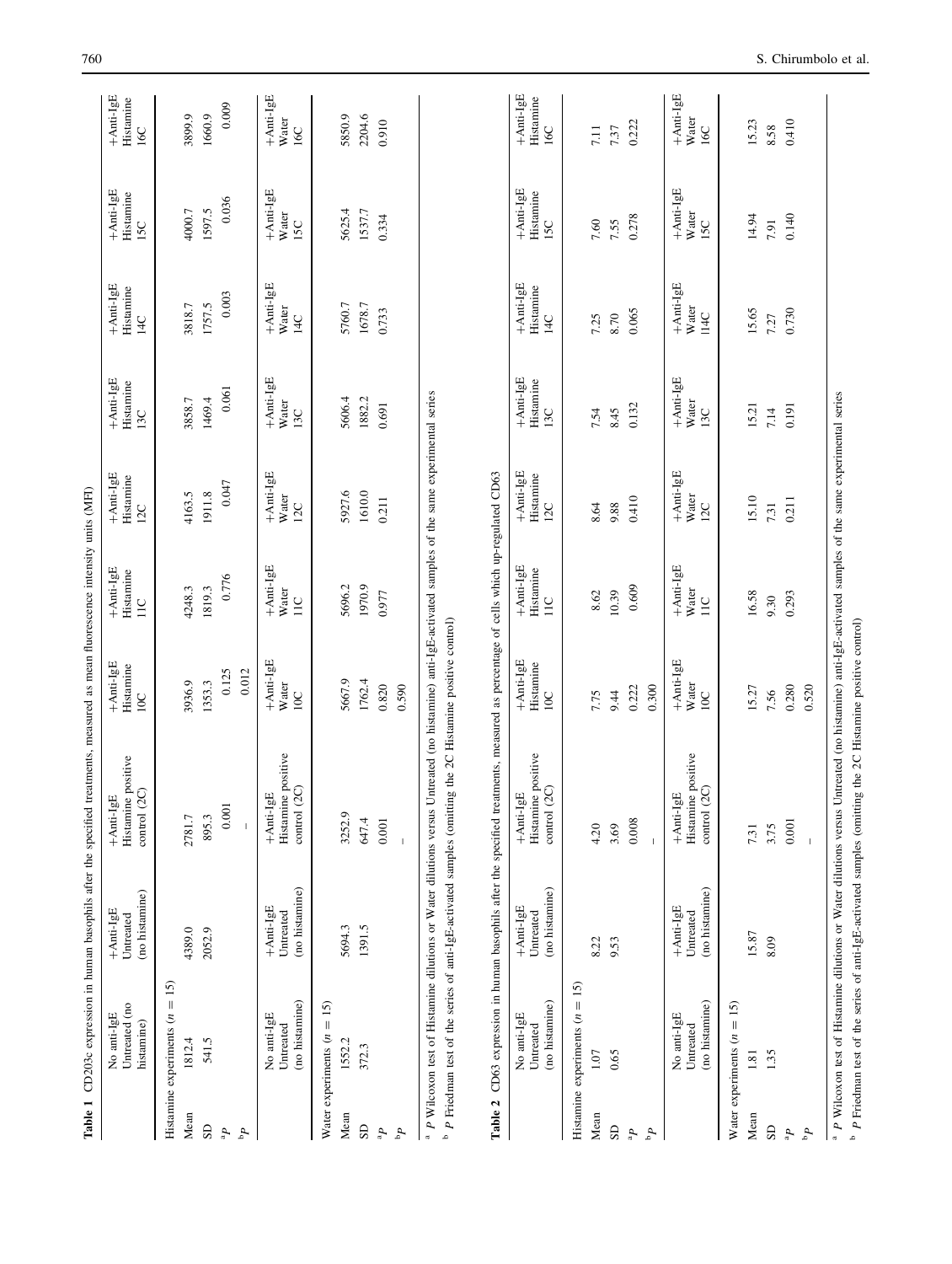**Table 1** CD203c expression in human basophils after the specified treatments, measured as mean fluorescence intensity units (MFI)

| | No anti-IgE Untreated (no histamine) | +Anti-IgE Untreated (no histamine) | +Anti-IgE Histamine positive control (2C) | +Anti-IgE Histamine 10C | +Anti-IgE Histamine 11C | +Anti-IgE Histamine 12C | +Anti-IgE Histamine 13C | +Anti-IgE Histamine 14C | +Anti-IgE Histamine 15C | +Anti-IgE Histamine 16C |
|---|---|---|---|---|---|---|---|---|---|---|
| Histamine experiments ($n = 15$) | | | | | | | | | | |
| Mean | 1812.4 | 4389.0 | 2781.7 | 3936.9 | 4248.3 | 4163.5 | 3858.7 | 3818.7 | 4000.7 | 3899.9 |
| SD | 541.5 | 2052.9 | 895.3 | 1353.3 | 1819.3 | 1911.8 | 1469.4 | 1757.5 | 1597.5 | 1660.9 |
| $^{a}P$ | | | 0.001 | 0.125 | 0.776 | 0.047 | 0.061 | 0.003 | 0.036 | 0.009 |
| $^{b}P$ | | | – | 0.012 | | | | | | |
| | No anti-IgE Untreated (no histamine) | +Anti-IgE Untreated (no histamine) | +Anti-IgE Histamine positive control (2C) | +Anti-IgE Water 10C | +Anti-IgE Water 11C | +Anti-IgE Water 12C | +Anti-IgE Water 13C | +Anti-IgE Water 14C | +Anti-IgE Water 15C | +Anti-IgE Water 16C |
| Water experiments ($n = 15$) | | | | | | | | | | |
| Mean | 1552.2 | 5694.3 | 3252.9 | 5667.9 | 5696.2 | 5927.6 | 5606.4 | 5760.7 | 5625.4 | 5850.9 |
| SD | 372.3 | 1391.5 | 647.4 | 1762.4 | 1970.9 | 1610.0 | 1882.2 | 1678.7 | 1537.7 | 2204.6 |
| $^{a}P$ | | | 0.001 | 0.820 | 0.977 | 0.211 | 0.691 | 0.733 | 0.334 | 0.910 |
| $^{b}P$ | | | – | 0.590 | | | | | | |

[a] $P$ Wilcoxon test of Histamine dilutions or Water dilutions versus Untreated (no histamine) anti-IgE-activated samples of the same experimental series

[b] $P$ Friedman test of the series of anti-IgE-activated samples (omitting the 2C Histamine positive control)

**Table 2** CD63 expression in human basophils after the specified treatments, measured as percentage of cells which up-regulated CD63

| | No anti-IgE Untreated (no histamine) | +Anti-IgE Untreated (no histamine) | +Anti-IgE Histamine positive control (2C) | +Anti-IgE Histamine 10C | +Anti-IgE Histamine 11C | +Anti-IgE Histamine 12C | +Anti-IgE Histamine 13C | +Anti-IgE Histamine 14C | +Anti-IgE Histamine 15C | +Anti-IgE Histamine 16C |
|---|---|---|---|---|---|---|---|---|---|---|
| Histamine experiments ($n = 15$) | | | | | | | | | | |
| Mean | 1.07 | 8.22 | 4.20 | 7.75 | 8.62 | 8.64 | 7.54 | 7.25 | 7.60 | 7.11 |
| SD | 0.65 | 9.53 | 3.69 | 9.44 | 10.39 | 9.88 | 8.45 | 8.70 | 7.55 | 7.37 |
| $^{a}P$ | | | 0.008 | 0.222 | 0.609 | 0.410 | 0.132 | 0.065 | 0.278 | 0.222 |
| $^{b}P$ | | | – | 0.300 | | | | | | |
| | No anti-IgE Untreated (no histamine) | +Anti-IgE Untreated (no histamine) | +Anti-IgE Histamine positive control (2C) | +Anti-IgE Water 10C | +Anti-IgE Water 11C | +Anti-IgE Water 12C | +Anti-IgE Water 13C | +Anti-IgE Water l14C | +Anti-IgE Water 15C | +Anti-IgE Water 16C |
| Water experiments ($n = 15$) | | | | | | | | | | |
| Mean | 1.81 | 15.87 | 7.31 | 15.27 | 16.58 | 15.10 | 15.21 | 15.65 | 14.94 | 15.23 |
| SD | 1.35 | 8.09 | 3.75 | 7.56 | 9.30 | 7.31 | 7.14 | 7.27 | 7.91 | 8.58 |
| $^{a}P$ | | | 0.001 | 0.280 | 0.293 | 0.211 | 0.191 | 0.730 | 0.140 | 0.410 |
| $^{b}P$ | | | – | 0.520 | | | | | | |

[a] $P$ Wilcoxon test of Histamine dilutions or Water dilutions versus Untreated (no histamine) anti-IgE-activated samples of the same experimental series

[b] $P$ Friedman test of the series of anti-IgE-activated samples (omitting the 2C Histamine positive control)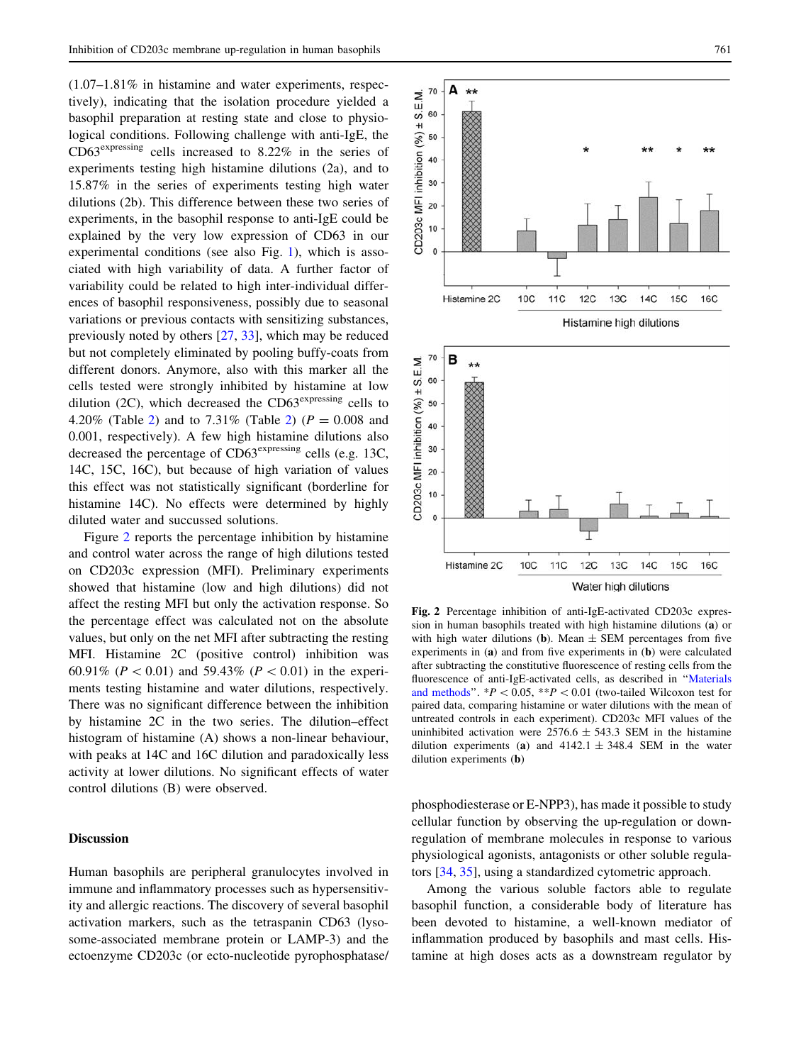(1.07–1.81% in histamine and water experiments, respectively), indicating that the isolation procedure yielded a basophil preparation at resting state and close to physiological conditions. Following challenge with anti-IgE, the CD63$^{expressing}$ cells increased to 8.22% in the series of experiments testing high histamine dilutions (2a), and to 15.87% in the series of experiments testing high water dilutions (2b). This difference between these two series of experiments, in the basophil response to anti-IgE could be explained by the very low expression of CD63 in our experimental conditions (see also Fig. 1), which is associated with high variability of data. A further factor of variability could be related to high inter-individual differences of basophil responsiveness, possibly due to seasonal variations or previous contacts with sensitizing substances, previously noted by others [27, 33], which may be reduced but not completely eliminated by pooling buffy-coats from different donors. Anymore, also with this marker all the cells tested were strongly inhibited by histamine at low dilution (2C), which decreased the CD63$^{expressing}$ cells to 4.20% (Table 2) and to 7.31% (Table 2) ($P = 0.008$ and 0.001, respectively). A few high histamine dilutions also decreased the percentage of CD63$^{expressing}$ cells (e.g. 13C, 14C, 15C, 16C), but because of high variation of values this effect was not statistically significant (borderline for histamine 14C). No effects were determined by highly diluted water and succussed solutions.

Figure 2 reports the percentage inhibition by histamine and control water across the range of high dilutions tested on CD203c expression (MFI). Preliminary experiments showed that histamine (low and high dilutions) did not affect the resting MFI but only the activation response. So the percentage effect was calculated not on the absolute values, but only on the net MFI after subtracting the resting MFI. Histamine 2C (positive control) inhibition was 60.91% ($P < 0.01$) and 59.43% ($P < 0.01$) in the experiments testing histamine and water dilutions, respectively. There was no significant difference between the inhibition by histamine 2C in the two series. The dilution–effect histogram of histamine (A) shows a non-linear behaviour, with peaks at 14C and 16C dilution and paradoxically less activity at lower dilutions. No significant effects of water control dilutions (B) were observed.

**Fig. 2** Percentage inhibition of anti-IgE-activated CD203c expression in human basophils treated with high histamine dilutions (**a**) or with high water dilutions (**b**). Mean ± SEM percentages from five experiments in (**a**) and from five experiments in (**b**) were calculated after subtracting the constitutive fluorescence of resting cells from the fluorescence of anti-IgE-activated cells, as described in "Materials and methods". *$P < 0.05$, **$P < 0.01$ (two-tailed Wilcoxon test for paired data, comparing histamine or water dilutions with the mean of untreated controls in each experiment). CD203c MFI values of the uninhibited activation were 2576.6 ± 543.3 SEM in the histamine dilution experiments (**a**) and 4142.1 ± 348.4 SEM in the water dilution experiments (**b**)

## Discussion

Human basophils are peripheral granulocytes involved in immune and inflammatory processes such as hypersensitivity and allergic reactions. The discovery of several basophil activation markers, such as the tetraspanin CD63 (lysosome-associated membrane protein or LAMP-3) and the ectoenzyme CD203c (or ecto-nucleotide pyrophosphatase/phosphodiesterase or E-NPP3), has made it possible to study cellular function by observing the up-regulation or down-regulation of membrane molecules in response to various physiological agonists, antagonists or other soluble regulators [34, 35], using a standardized cytometric approach.

Among the various soluble factors able to regulate basophil function, a considerable body of literature has been devoted to histamine, a well-known mediator of inflammation produced by basophils and mast cells. Histamine at high doses acts as a downstream regulator by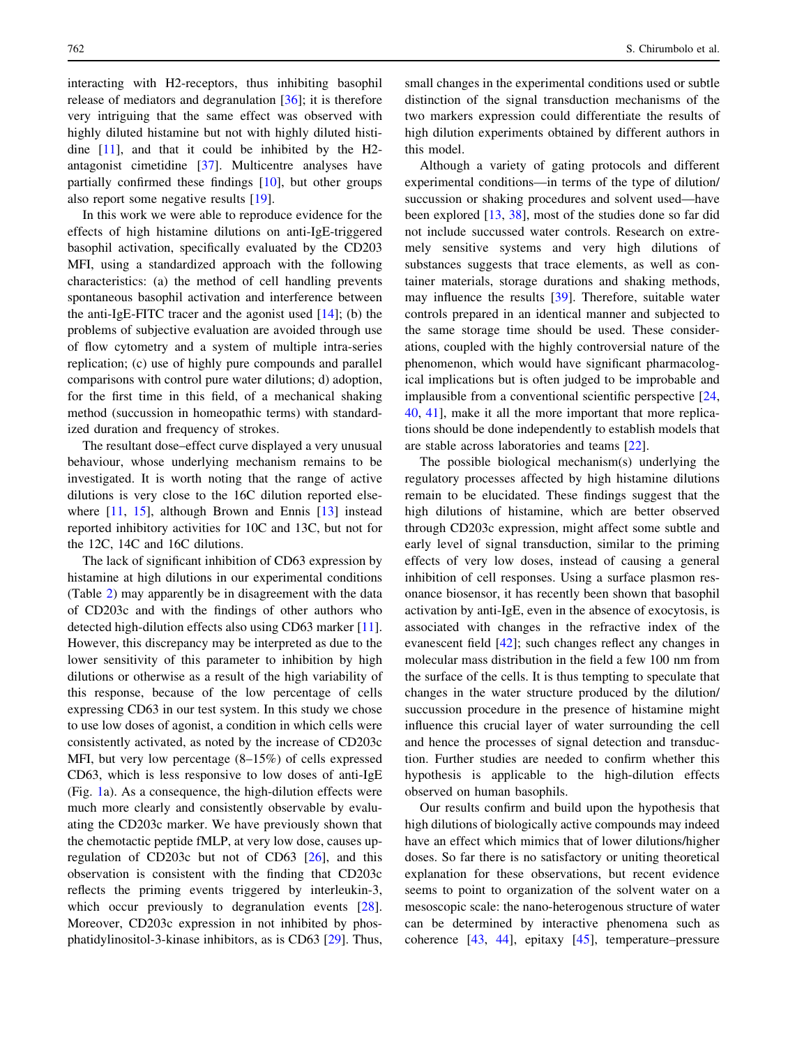interacting with H2-receptors, thus inhibiting basophil release of mediators and degranulation [36]; it is therefore very intriguing that the same effect was observed with highly diluted histamine but not with highly diluted histidine [11], and that it could be inhibited by the H2-antagonist cimetidine [37]. Multicentre analyses have partially confirmed these findings [10], but other groups also report some negative results [19].

In this work we were able to reproduce evidence for the effects of high histamine dilutions on anti-IgE-triggered basophil activation, specifically evaluated by the CD203 MFI, using a standardized approach with the following characteristics: (a) the method of cell handling prevents spontaneous basophil activation and interference between the anti-IgE-FITC tracer and the agonist used [14]; (b) the problems of subjective evaluation are avoided through use of flow cytometry and a system of multiple intra-series replication; (c) use of highly pure compounds and parallel comparisons with control pure water dilutions; d) adoption, for the first time in this field, of a mechanical shaking method (succussion in homeopathic terms) with standardized duration and frequency of strokes.

The resultant dose–effect curve displayed a very unusual behaviour, whose underlying mechanism remains to be investigated. It is worth noting that the range of active dilutions is very close to the 16C dilution reported elsewhere [11, 15], although Brown and Ennis [13] instead reported inhibitory activities for 10C and 13C, but not for the 12C, 14C and 16C dilutions.

The lack of significant inhibition of CD63 expression by histamine at high dilutions in our experimental conditions (Table 2) may apparently be in disagreement with the data of CD203c and with the findings of other authors who detected high-dilution effects also using CD63 marker [11]. However, this discrepancy may be interpreted as due to the lower sensitivity of this parameter to inhibition by high dilutions or otherwise as a result of the high variability of this response, because of the low percentage of cells expressing CD63 in our test system. In this study we chose to use low doses of agonist, a condition in which cells were consistently activated, as noted by the increase of CD203c MFI, but very low percentage (8–15%) of cells expressed CD63, which is less responsive to low doses of anti-IgE (Fig. 1a). As a consequence, the high-dilution effects were much more clearly and consistently observable by evaluating the CD203c marker. We have previously shown that the chemotactic peptide fMLP, at very low dose, causes up-regulation of CD203c but not of CD63 [26], and this observation is consistent with the finding that CD203c reflects the priming events triggered by interleukin-3, which occur previously to degranulation events [28]. Moreover, CD203c expression in not inhibited by phosphatidylinositol-3-kinase inhibitors, as is CD63 [29]. Thus, small changes in the experimental conditions used or subtle distinction of the signal transduction mechanisms of the two markers expression could differentiate the results of high dilution experiments obtained by different authors in this model.

Although a variety of gating protocols and different experimental conditions—in terms of the type of dilution/succussion or shaking procedures and solvent used—have been explored [13, 38], most of the studies done so far did not include succussed water controls. Research on extremely sensitive systems and very high dilutions of substances suggests that trace elements, as well as container materials, storage durations and shaking methods, may influence the results [39]. Therefore, suitable water controls prepared in an identical manner and subjected to the same storage time should be used. These considerations, coupled with the highly controversial nature of the phenomenon, which would have significant pharmacological implications but is often judged to be improbable and implausible from a conventional scientific perspective [24, 40, 41], make it all the more important that more replications should be done independently to establish models that are stable across laboratories and teams [22].

The possible biological mechanism(s) underlying the regulatory processes affected by high histamine dilutions remain to be elucidated. These findings suggest that the high dilutions of histamine, which are better observed through CD203c expression, might affect some subtle and early level of signal transduction, similar to the priming effects of very low doses, instead of causing a general inhibition of cell responses. Using a surface plasmon resonance biosensor, it has recently been shown that basophil activation by anti-IgE, even in the absence of exocytosis, is associated with changes in the refractive index of the evanescent field [42]; such changes reflect any changes in molecular mass distribution in the field a few 100 nm from the surface of the cells. It is thus tempting to speculate that changes in the water structure produced by the dilution/succussion procedure in the presence of histamine might influence this crucial layer of water surrounding the cell and hence the processes of signal detection and transduction. Further studies are needed to confirm whether this hypothesis is applicable to the high-dilution effects observed on human basophils.

Our results confirm and build upon the hypothesis that high dilutions of biologically active compounds may indeed have an effect which mimics that of lower dilutions/higher doses. So far there is no satisfactory or uniting theoretical explanation for these observations, but recent evidence seems to point to organization of the solvent water on a mesoscopic scale: the nano-heterogenous structure of water can be determined by interactive phenomena such as coherence [43, 44], epitaxy [45], temperature–pressure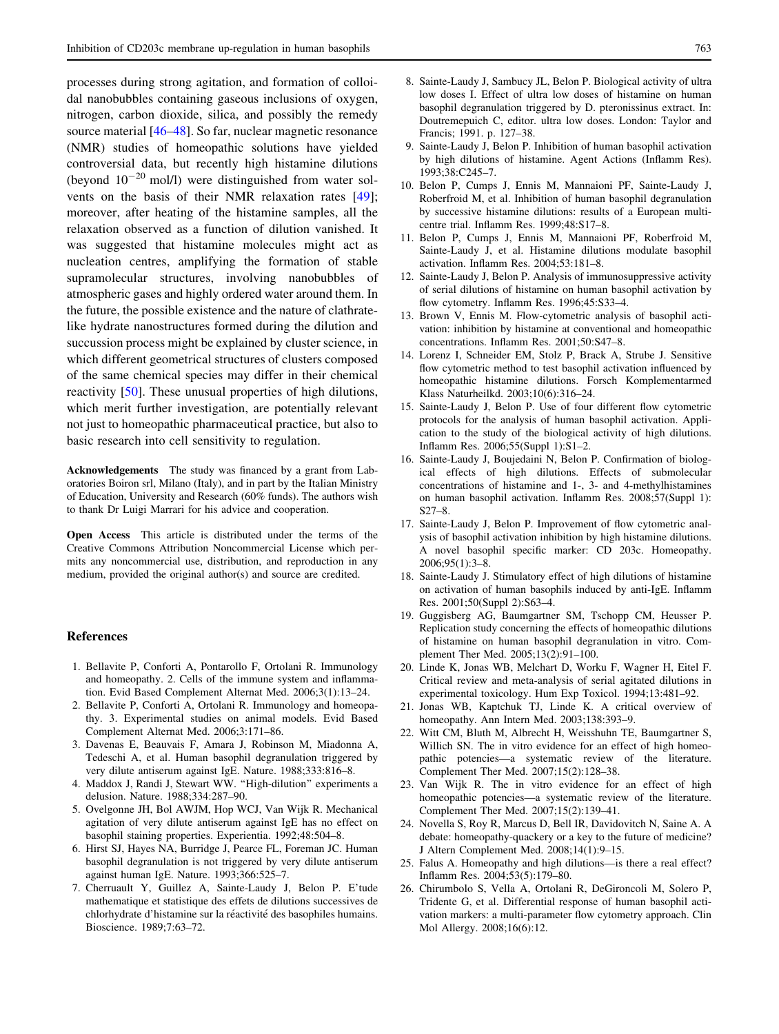processes during strong agitation, and formation of colloidal nanobubbles containing gaseous inclusions of oxygen, nitrogen, carbon dioxide, silica, and possibly the remedy source material [46–48]. So far, nuclear magnetic resonance (NMR) studies of homeopathic solutions have yielded controversial data, but recently high histamine dilutions (beyond $10^{-20}$ mol/l) were distinguished from water solvents on the basis of their NMR relaxation rates [49]; moreover, after heating of the histamine samples, all the relaxation observed as a function of dilution vanished. It was suggested that histamine molecules might act as nucleation centres, amplifying the formation of stable supramolecular structures, involving nanobubbles of atmospheric gases and highly ordered water around them. In the future, the possible existence and the nature of clathrate-like hydrate nanostructures formed during the dilution and succussion process might be explained by cluster science, in which different geometrical structures of clusters composed of the same chemical species may differ in their chemical reactivity [50]. These unusual properties of high dilutions, which merit further investigation, are potentially relevant not just to homeopathic pharmaceutical practice, but also to basic research into cell sensitivity to regulation.

**Acknowledgements** The study was financed by a grant from Laboratories Boiron srl, Milano (Italy), and in part by the Italian Ministry of Education, University and Research (60% funds). The authors wish to thank Dr Luigi Marrari for his advice and cooperation.

**Open Access** This article is distributed under the terms of the Creative Commons Attribution Noncommercial License which permits any noncommercial use, distribution, and reproduction in any medium, provided the original author(s) and source are credited.

## References

1. Bellavite P, Conforti A, Pontarollo F, Ortolani R. Immunology and homeopathy. 2. Cells of the immune system and inflammation. Evid Based Complement Alternat Med. 2006;3(1):13–24.
2. Bellavite P, Conforti A, Ortolani R. Immunology and homeopathy. 3. Experimental studies on animal models. Evid Based Complement Alternat Med. 2006;3:171–86.
3. Davenas E, Beauvais F, Amara J, Robinson M, Miadonna A, Tedeschi A, et al. Human basophil degranulation triggered by very dilute antiserum against IgE. Nature. 1988;333:816–8.
4. Maddox J, Randi J, Stewart WW. "High-dilution" experiments a delusion. Nature. 1988;334:287–90.
5. Ovelgonne JH, Bol AWJM, Hop WCJ, Van Wijk R. Mechanical agitation of very dilute antiserum against IgE has no effect on basophil staining properties. Experientia. 1992;48:504–8.
6. Hirst SJ, Hayes NA, Burridge J, Pearce FL, Foreman JC. Human basophil degranulation is not triggered by very dilute antiserum against human IgE. Nature. 1993;366:525–7.
7. Cherruault Y, Guillez A, Sainte-Laudy J, Belon P. E'tude mathematique et statistique des effets de dilutions successives de chlorhydrate d'histamine sur la réactivité des basophiles humains. Bioscience. 1989;7:63–72.
8. Sainte-Laudy J, Sambucy JL, Belon P. Biological activity of ultra low doses I. Effect of ultra low doses of histamine on human basophil degranulation triggered by D. pteronissinus extract. In: Doutremepuich C, editor. ultra low doses. London: Taylor and Francis; 1991. p. 127–38.
9. Sainte-Laudy J, Belon P. Inhibition of human basophil activation by high dilutions of histamine. Agent Actions (Inflamm Res). 1993;38:C245–7.
10. Belon P, Cumps J, Ennis M, Mannaioni PF, Sainte-Laudy J, Roberfroid M, et al. Inhibition of human basophil degranulation by successive histamine dilutions: results of a European multi-centre trial. Inflamm Res. 1999;48:S17–8.
11. Belon P, Cumps J, Ennis M, Mannaioni PF, Roberfroid M, Sainte-Laudy J, et al. Histamine dilutions modulate basophil activation. Inflamm Res. 2004;53:181–8.
12. Sainte-Laudy J, Belon P. Analysis of immunosuppressive activity of serial dilutions of histamine on human basophil activation by flow cytometry. Inflamm Res. 1996;45:S33–4.
13. Brown V, Ennis M. Flow-cytometric analysis of basophil activation: inhibition by histamine at conventional and homeopathic concentrations. Inflamm Res. 2001;50:S47–8.
14. Lorenz I, Schneider EM, Stolz P, Brack A, Strube J. Sensitive flow cytometric method to test basophil activation influenced by homeopathic histamine dilutions. Forsch Komplementarmed Klass Naturheilkd. 2003;10(6):316–24.
15. Sainte-Laudy J, Belon P. Use of four different flow cytometric protocols for the analysis of human basophil activation. Application to the study of the biological activity of high dilutions. Inflamm Res. 2006;55(Suppl 1):S1–2.
16. Sainte-Laudy J, Boujedaini N, Belon P. Confirmation of biological effects of high dilutions. Effects of submolecular concentrations of histamine and 1-, 3- and 4-methylhistamines on human basophil activation. Inflamm Res. 2008;57(Suppl 1): S27–8.
17. Sainte-Laudy J, Belon P. Improvement of flow cytometric analysis of basophil activation inhibition by high histamine dilutions. A novel basophil specific marker: CD 203c. Homeopathy. 2006;95(1):3–8.
18. Sainte-Laudy J. Stimulatory effect of high dilutions of histamine on activation of human basophils induced by anti-IgE. Inflamm Res. 2001;50(Suppl 2):S63–4.
19. Guggisberg AG, Baumgartner SM, Tschopp CM, Heusser P. Replication study concerning the effects of homeopathic dilutions of histamine on human basophil degranulation in vitro. Complement Ther Med. 2005;13(2):91–100.
20. Linde K, Jonas WB, Melchart D, Worku F, Wagner H, Eitel F. Critical review and meta-analysis of serial agitated dilutions in experimental toxicology. Hum Exp Toxicol. 1994;13:481–92.
21. Jonas WB, Kaptchuk TJ, Linde K. A critical overview of homeopathy. Ann Intern Med. 2003;138:393–9.
22. Witt CM, Bluth M, Albrecht H, Weisshuhn TE, Baumgartner S, Willich SN. The in vitro evidence for an effect of high homeopathic potencies—a systematic review of the literature. Complement Ther Med. 2007;15(2):128–38.
23. Van Wijk R. The in vitro evidence for an effect of high homeopathic potencies—a systematic review of the literature. Complement Ther Med. 2007;15(2):139–41.
24. Novella S, Roy R, Marcus D, Bell IR, Davidovitch N, Saine A. A debate: homeopathy-quackery or a key to the future of medicine? J Altern Complement Med. 2008;14(1):9–15.
25. Falus A. Homeopathy and high dilutions—is there a real effect? Inflamm Res. 2004;53(5):179–80.
26. Chirumbolo S, Vella A, Ortolani R, DeGironcoli M, Solero P, Tridente G, et al. Differential response of human basophil activation markers: a multi-parameter flow cytometry approach. Clin Mol Allergy. 2008;16(6):12.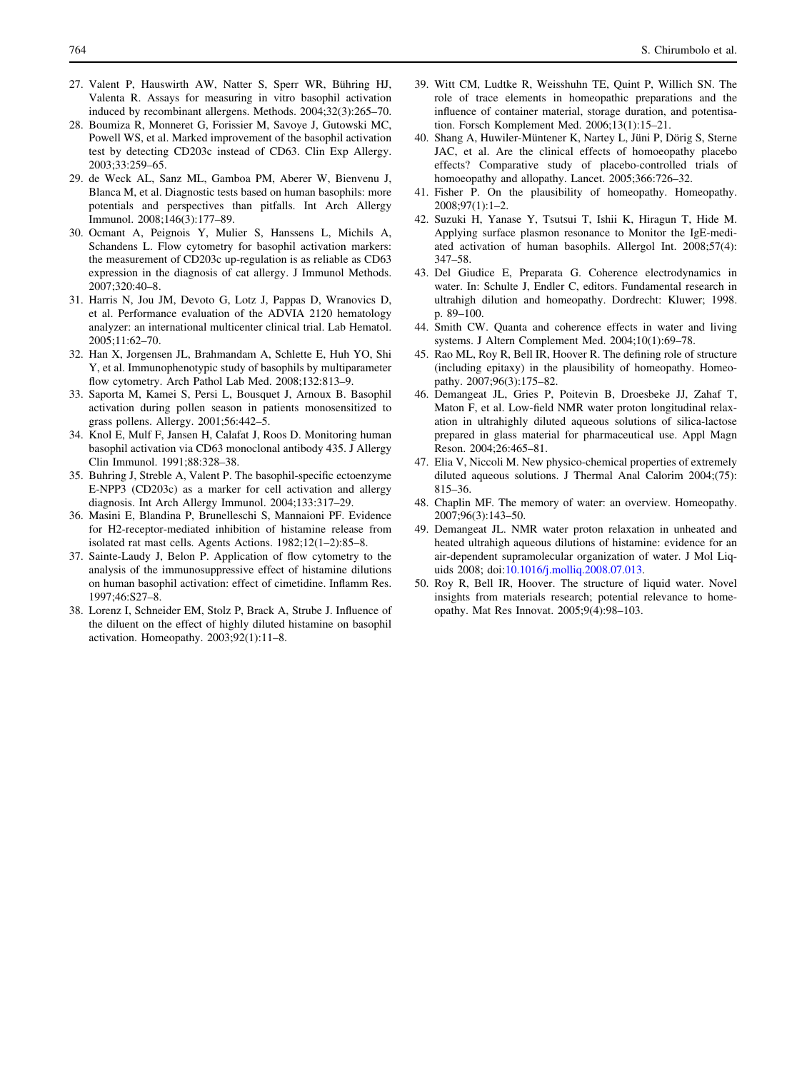27. Valent P, Hauswirth AW, Natter S, Sperr WR, Bühring HJ, Valenta R. Assays for measuring in vitro basophil activation induced by recombinant allergens. Methods. 2004;32(3):265–70.
28. Boumiza R, Monneret G, Forissier M, Savoye J, Gutowski MC, Powell WS, et al. Marked improvement of the basophil activation test by detecting CD203c instead of CD63. Clin Exp Allergy. 2003;33:259–65.
29. de Weck AL, Sanz ML, Gamboa PM, Aberer W, Bienvenu J, Blanca M, et al. Diagnostic tests based on human basophils: more potentials and perspectives than pitfalls. Int Arch Allergy Immunol. 2008;146(3):177–89.
30. Ocmant A, Peignois Y, Mulier S, Hanssens L, Michils A, Schandens L. Flow cytometry for basophil activation markers: the measurement of CD203c up-regulation is as reliable as CD63 expression in the diagnosis of cat allergy. J Immunol Methods. 2007;320:40–8.
31. Harris N, Jou JM, Devoto G, Lotz J, Pappas D, Wranovics D, et al. Performance evaluation of the ADVIA 2120 hematology analyzer: an international multicenter clinical trial. Lab Hematol. 2005;11:62–70.
32. Han X, Jorgensen JL, Brahmandam A, Schlette E, Huh YO, Shi Y, et al. Immunophenotypic study of basophils by multiparameter flow cytometry. Arch Pathol Lab Med. 2008;132:813–9.
33. Saporta M, Kamei S, Persi L, Bousquet J, Arnoux B. Basophil activation during pollen season in patients monosensitized to grass pollens. Allergy. 2001;56:442–5.
34. Knol E, Mulf F, Jansen H, Calafat J, Roos D. Monitoring human basophil activation via CD63 monoclonal antibody 435. J Allergy Clin Immunol. 1991;88:328–38.
35. Buhring J, Streble A, Valent P. The basophil-specific ectoenzyme E-NPP3 (CD203c) as a marker for cell activation and allergy diagnosis. Int Arch Allergy Immunol. 2004;133:317–29.
36. Masini E, Blandina P, Brunelleschi S, Mannaioni PF. Evidence for H2-receptor-mediated inhibition of histamine release from isolated rat mast cells. Agents Actions. 1982;12(1–2):85–8.
37. Sainte-Laudy J, Belon P. Application of flow cytometry to the analysis of the immunosuppressive effect of histamine dilutions on human basophil activation: effect of cimetidine. Inflamm Res. 1997;46:S27–8.
38. Lorenz I, Schneider EM, Stolz P, Brack A, Strube J. Influence of the diluent on the effect of highly diluted histamine on basophil activation. Homeopathy. 2003;92(1):11–8.
39. Witt CM, Ludtke R, Weisshuhn TE, Quint P, Willich SN. The role of trace elements in homeopathic preparations and the influence of container material, storage duration, and potentisation. Forsch Komplement Med. 2006;13(1):15–21.
40. Shang A, Huwiler-Müntener K, Nartey L, Jüni P, Dörig S, Sterne JAC, et al. Are the clinical effects of homoeopathy placebo effects? Comparative study of placebo-controlled trials of homoeopathy and allopathy. Lancet. 2005;366:726–32.
41. Fisher P. On the plausibility of homeopathy. Homeopathy. 2008;97(1):1–2.
42. Suzuki H, Yanase Y, Tsutsui T, Ishii K, Hiragun T, Hide M. Applying surface plasmon resonance to Monitor the IgE-mediated activation of human basophils. Allergol Int. 2008;57(4): 347–58.
43. Del Giudice E, Preparata G. Coherence electrodynamics in water. In: Schulte J, Endler C, editors. Fundamental research in ultrahigh dilution and homeopathy. Dordrecht: Kluwer; 1998. p. 89–100.
44. Smith CW. Quanta and coherence effects in water and living systems. J Altern Complement Med. 2004;10(1):69–78.
45. Rao ML, Roy R, Bell IR, Hoover R. The defining role of structure (including epitaxy) in the plausibility of homeopathy. Homeopathy. 2007;96(3):175–82.
46. Demangeat JL, Gries P, Poitevin B, Droesbeke JJ, Zahaf T, Maton F, et al. Low-field NMR water proton longitudinal relaxation in ultrahighly diluted aqueous solutions of silica-lactose prepared in glass material for pharmaceutical use. Appl Magn Reson. 2004;26:465–81.
47. Elia V, Niccoli M. New physico-chemical properties of extremely diluted aqueous solutions. J Thermal Anal Calorim 2004;(75): 815–36.
48. Chaplin MF. The memory of water: an overview. Homeopathy. 2007;96(3):143–50.
49. Demangeat JL. NMR water proton relaxation in unheated and heated ultrahigh aqueous dilutions of histamine: evidence for an air-dependent supramolecular organization of water. J Mol Liquids 2008; doi:10.1016/j.molliq.2008.07.013.
50. Roy R, Bell IR, Hoover. The structure of liquid water. Novel insights from materials research; potential relevance to homeopathy. Mat Res Innovat. 2005;9(4):98–103.